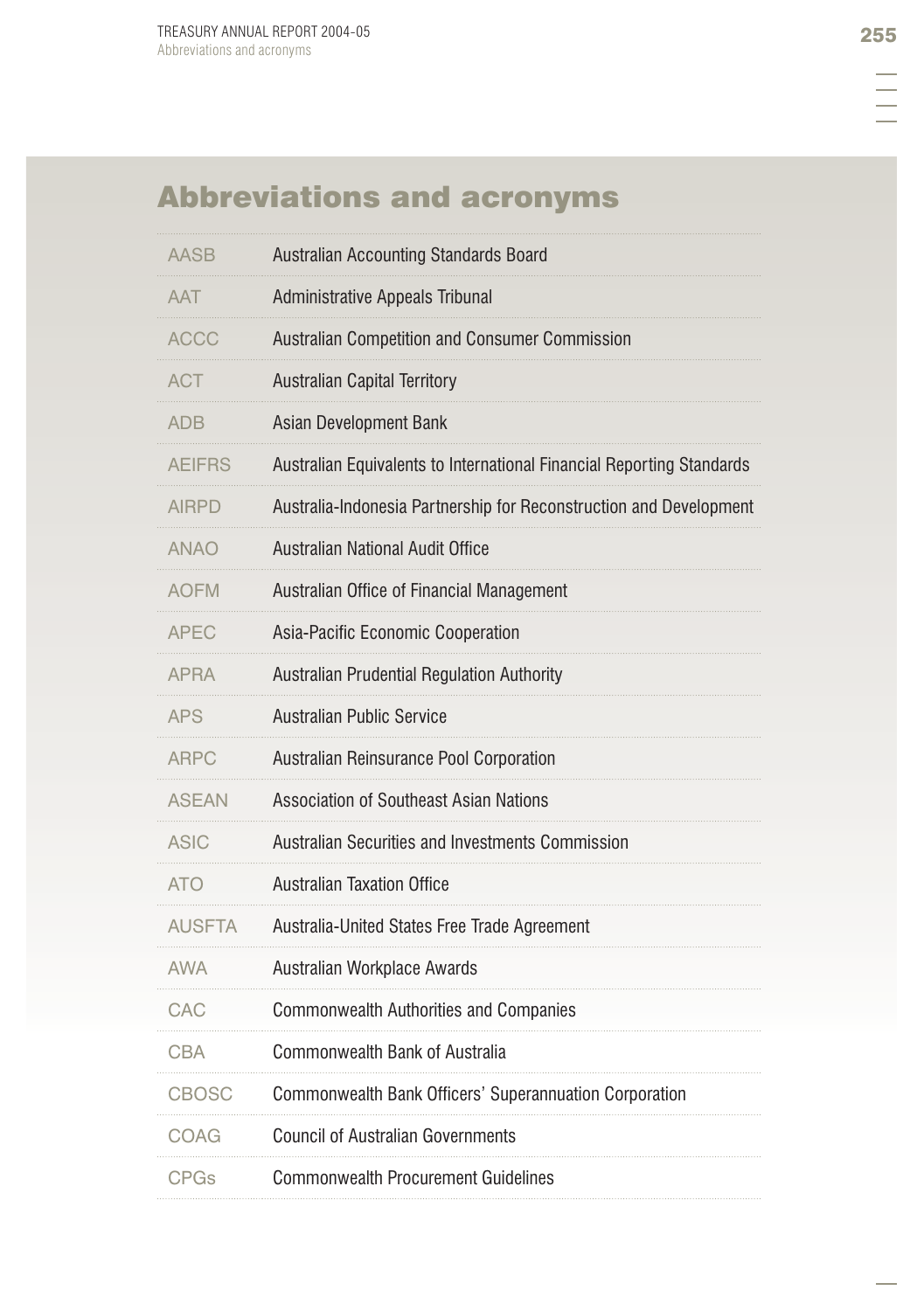# Abbreviations and acronyms

| | |
|---|---|
| AASB | Australian Accounting Standards Board |
| AAT | Administrative Appeals Tribunal |
| ACCC | Australian Competition and Consumer Commission |
| ACT | Australian Capital Territory |
| ADB | Asian Development Bank |
| AEIFRS | Australian Equivalents to International Financial Reporting Standards |
| AIRPD | Australia-Indonesia Partnership for Reconstruction and Development |
| ANAO | Australian National Audit Office |
| AOFM | Australian Office of Financial Management |
| APEC | Asia-Pacific Economic Cooperation |
| APRA | Australian Prudential Regulation Authority |
| APS | Australian Public Service |
| ARPC | Australian Reinsurance Pool Corporation |
| ASEAN | Association of Southeast Asian Nations |
| ASIC | Australian Securities and Investments Commission |
| ATO | Australian Taxation Office |
| AUSFTA | Australia-United States Free Trade Agreement |
| AWA | Australian Workplace Awards |
| CAC | Commonwealth Authorities and Companies |
| CBA | Commonwealth Bank of Australia |
| CBOSC | Commonwealth Bank Officers' Superannuation Corporation |
| COAG | Council of Australian Governments |
| CPGs | Commonwealth Procurement Guidelines |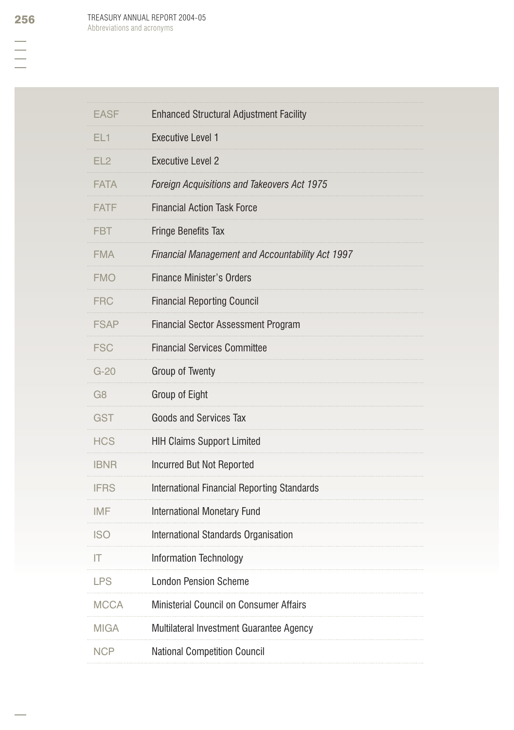| | |
|---|---|
| EASF | Enhanced Structural Adjustment Facility |
| EL1 | Executive Level 1 |
| EL2 | Executive Level 2 |
| FATA | *Foreign Acquisitions and Takeovers Act 1975* |
| FATF | Financial Action Task Force |
| FBT | Fringe Benefits Tax |
| FMA | *Financial Management and Accountability Act 1997* |
| FMO | Finance Minister's Orders |
| FRC | Financial Reporting Council |
| FSAP | Financial Sector Assessment Program |
| FSC | Financial Services Committee |
| G-20 | Group of Twenty |
| G8 | Group of Eight |
| GST | Goods and Services Tax |
| HCS | HIH Claims Support Limited |
| IBNR | Incurred But Not Reported |
| IFRS | International Financial Reporting Standards |
| IMF | International Monetary Fund |
| ISO | International Standards Organisation |
| IT | Information Technology |
| LPS | London Pension Scheme |
| MCCA | Ministerial Council on Consumer Affairs |
| MIGA | Multilateral Investment Guarantee Agency |
| NCP | National Competition Council |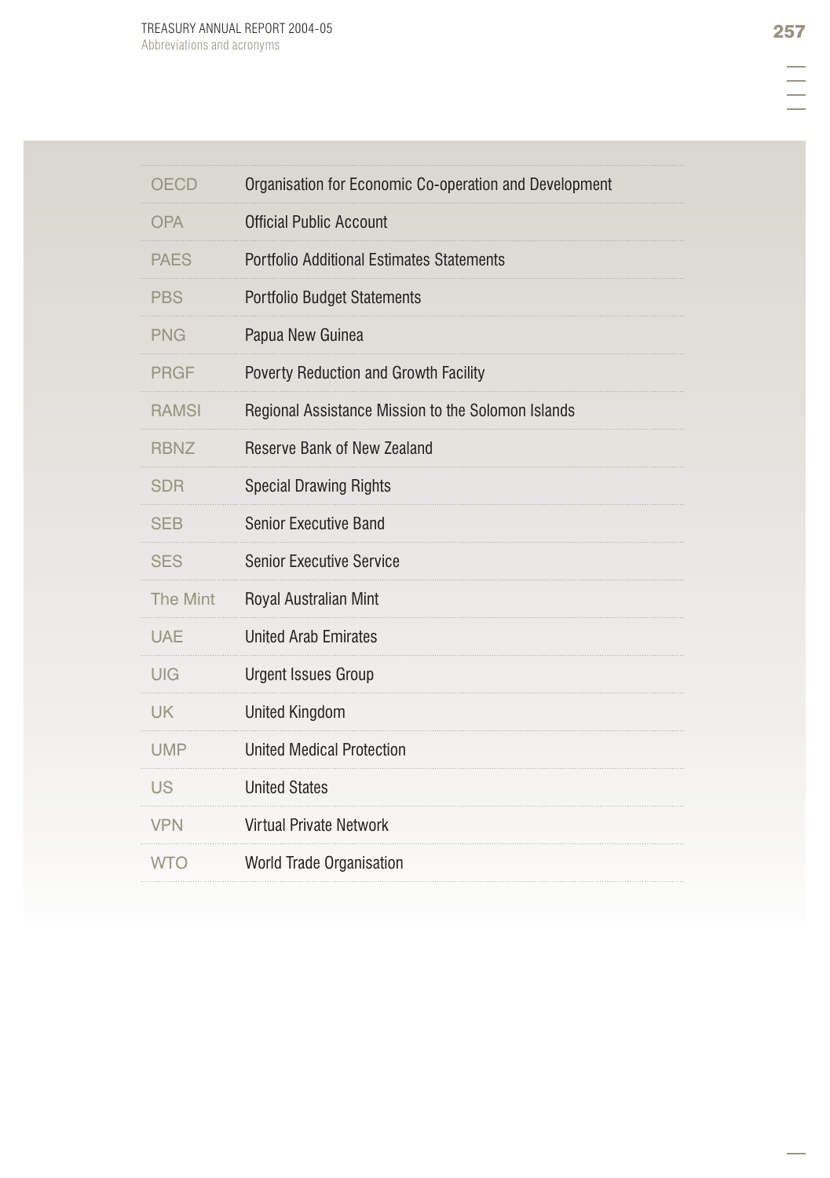| | |
|---|---|
| OECD | Organisation for Economic Co-operation and Development |
| OPA | Official Public Account |
| PAES | Portfolio Additional Estimates Statements |
| PBS | Portfolio Budget Statements |
| PNG | Papua New Guinea |
| PRGF | Poverty Reduction and Growth Facility |
| RAMSI | Regional Assistance Mission to the Solomon Islands |
| RBNZ | Reserve Bank of New Zealand |
| SDR | Special Drawing Rights |
| SEB | Senior Executive Band |
| SES | Senior Executive Service |
| The Mint | Royal Australian Mint |
| UAE | United Arab Emirates |
| UIG | Urgent Issues Group |
| UK | United Kingdom |
| UMP | United Medical Protection |
| US | United States |
| VPN | Virtual Private Network |
| WTO | World Trade Organisation |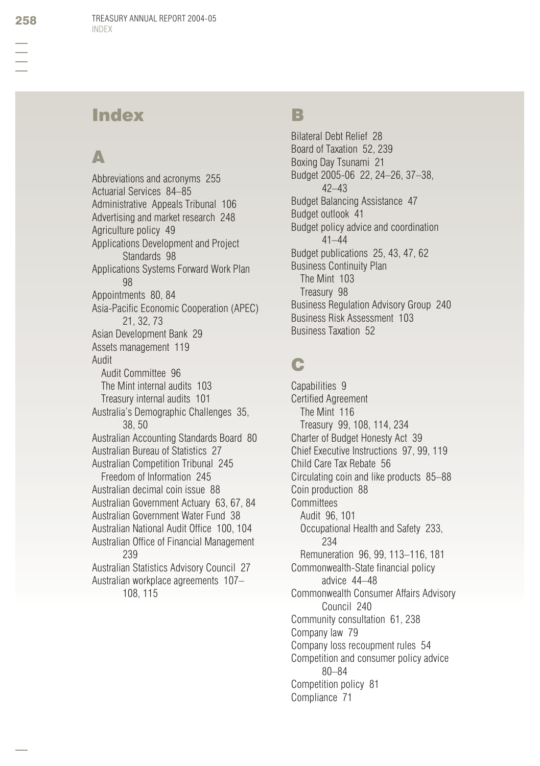# Index

## A

Abbreviations and acronyms 255
Actuarial Services 84–85
Administrative Appeals Tribunal 106
Advertising and market research 248
Agriculture policy 49
Applications Development and Project Standards 98
Applications Systems Forward Work Plan 98
Appointments 80, 84
Asia-Pacific Economic Cooperation (APEC) 21, 32, 73
Asian Development Bank 29
Assets management 119
Audit
- Audit Committee 96
- The Mint internal audits 103
- Treasury internal audits 101

Australia's Demographic Challenges 35, 38, 50
Australian Accounting Standards Board 80
Australian Bureau of Statistics 27
Australian Competition Tribunal 245
- Freedom of Information 245

Australian decimal coin issue 88
Australian Government Actuary 63, 67, 84
Australian Government Water Fund 38
Australian National Audit Office 100, 104
Australian Office of Financial Management 239
Australian Statistics Advisory Council 27
Australian workplace agreements 107–108, 115

## B

Bilateral Debt Relief 28
Board of Taxation 52, 239
Boxing Day Tsunami 21
Budget 2005-06 22, 24–26, 37–38, 42–43
Budget Balancing Assistance 47
Budget outlook 41
Budget policy advice and coordination 41–44
Budget publications 25, 43, 47, 62
Business Continuity Plan
- The Mint 103
- Treasury 98

Business Regulation Advisory Group 240
Business Risk Assessment 103
Business Taxation 52

## C

Capabilities 9
Certified Agreement
- The Mint 116
- Treasury 99, 108, 114, 234

Charter of Budget Honesty Act 39
Chief Executive Instructions 97, 99, 119
Child Care Tax Rebate 56
Circulating coin and like products 85–88
Coin production 88
Committees
- Audit 96, 101
- Occupational Health and Safety 233, 234
- Remuneration 96, 99, 113–116, 181

Commonwealth-State financial policy advice 44–48
Commonwealth Consumer Affairs Advisory Council 240
Community consultation 61, 238
Company law 79
Company loss recoupment rules 54
Competition and consumer policy advice 80–84
Competition policy 81
Compliance 71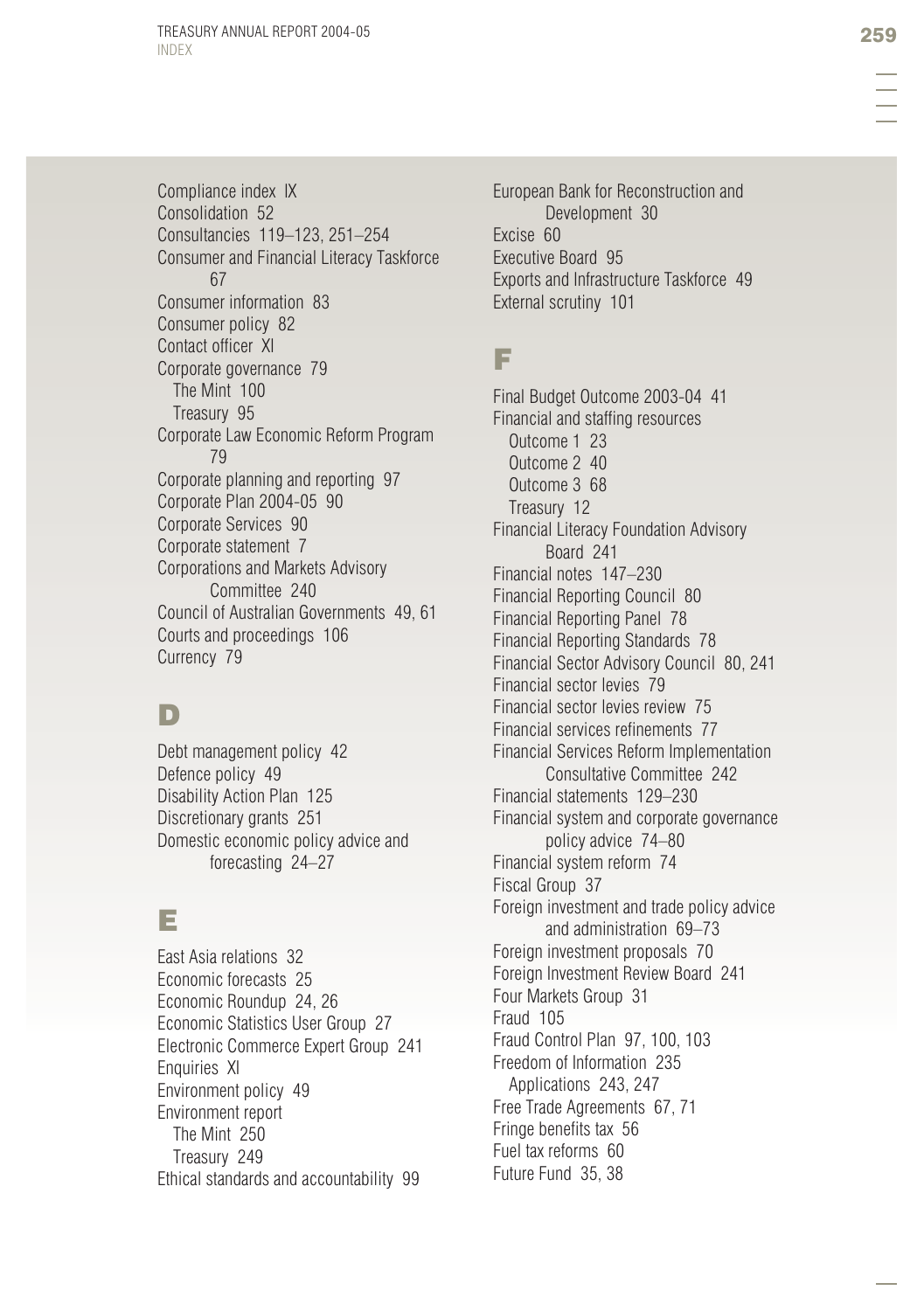Compliance index IX
Consolidation 52
Consultancies 119–123, 251–254
Consumer and Financial Literacy Taskforce 67
Consumer information 83
Consumer policy 82
Contact officer XI
Corporate governance 79
- The Mint 100
- Treasury 95

Corporate Law Economic Reform Program 79
Corporate planning and reporting 97
Corporate Plan 2004-05 90
Corporate Services 90
Corporate statement 7
Corporations and Markets Advisory Committee 240
Council of Australian Governments 49, 61
Courts and proceedings 106
Currency 79

## D

Debt management policy 42
Defence policy 49
Disability Action Plan 125
Discretionary grants 251
Domestic economic policy advice and forecasting 24–27

## E

East Asia relations 32
Economic forecasts 25
Economic Roundup 24, 26
Economic Statistics User Group 27
Electronic Commerce Expert Group 241
Enquiries XI
Environment policy 49
Environment report
- The Mint 250
- Treasury 249

Ethical standards and accountability 99
European Bank for Reconstruction and Development 30
Excise 60
Executive Board 95
Exports and Infrastructure Taskforce 49
External scrutiny 101

## F

Final Budget Outcome 2003-04 41
Financial and staffing resources
- Outcome 1 23
- Outcome 2 40
- Outcome 3 68
- Treasury 12

Financial Literacy Foundation Advisory Board 241
Financial notes 147–230
Financial Reporting Council 80
Financial Reporting Panel 78
Financial Reporting Standards 78
Financial Sector Advisory Council 80, 241
Financial sector levies 79
Financial sector levies review 75
Financial services refinements 77
Financial Services Reform Implementation Consultative Committee 242
Financial statements 129–230
Financial system and corporate governance policy advice 74–80
Financial system reform 74
Fiscal Group 37
Foreign investment and trade policy advice and administration 69–73
Foreign investment proposals 70
Foreign Investment Review Board 241
Four Markets Group 31
Fraud 105
Fraud Control Plan 97, 100, 103
Freedom of Information 235
- Applications 243, 247

Free Trade Agreements 67, 71
Fringe benefits tax 56
Fuel tax reforms 60
Future Fund 35, 38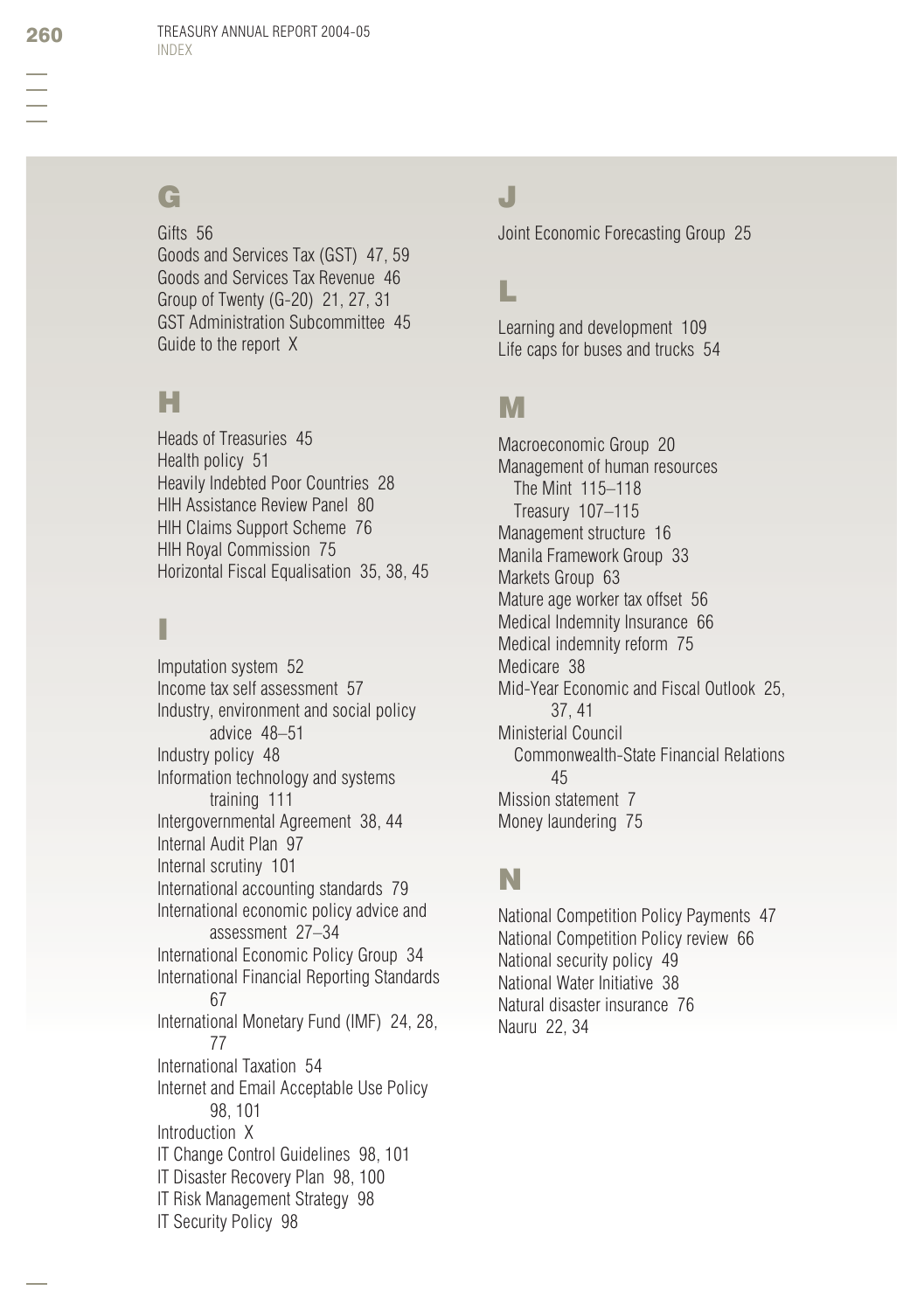## G

Gifts 56
Goods and Services Tax (GST) 47, 59
Goods and Services Tax Revenue 46
Group of Twenty (G-20) 21, 27, 31
GST Administration Subcommittee 45
Guide to the report X

## H

Heads of Treasuries 45
Health policy 51
Heavily Indebted Poor Countries 28
HIH Assistance Review Panel 80
HIH Claims Support Scheme 76
HIH Royal Commission 75
Horizontal Fiscal Equalisation 35, 38, 45

## I

Imputation system 52
Income tax self assessment 57
Industry, environment and social policy advice 48–51
Industry policy 48
Information technology and systems training 111
Intergovernmental Agreement 38, 44
Internal Audit Plan 97
Internal scrutiny 101
International accounting standards 79
International economic policy advice and assessment 27–34
International Economic Policy Group 34
International Financial Reporting Standards 67
International Monetary Fund (IMF) 24, 28, 77
International Taxation 54
Internet and Email Acceptable Use Policy 98, 101
Introduction X
IT Change Control Guidelines 98, 101
IT Disaster Recovery Plan 98, 100
IT Risk Management Strategy 98
IT Security Policy 98

## J

Joint Economic Forecasting Group 25

## L

Learning and development 109
Life caps for buses and trucks 54

## M

Macroeconomic Group 20
Management of human resources
- The Mint 115–118
- Treasury 107–115

Management structure 16
Manila Framework Group 33
Markets Group 63
Mature age worker tax offset 56
Medical Indemnity Insurance 66
Medical indemnity reform 75
Medicare 38
Mid-Year Economic and Fiscal Outlook 25, 37, 41
Ministerial Council
- Commonwealth-State Financial Relations 45

Mission statement 7
Money laundering 75

## N

National Competition Policy Payments 47
National Competition Policy review 66
National security policy 49
National Water Initiative 38
Natural disaster insurance 76
Nauru 22, 34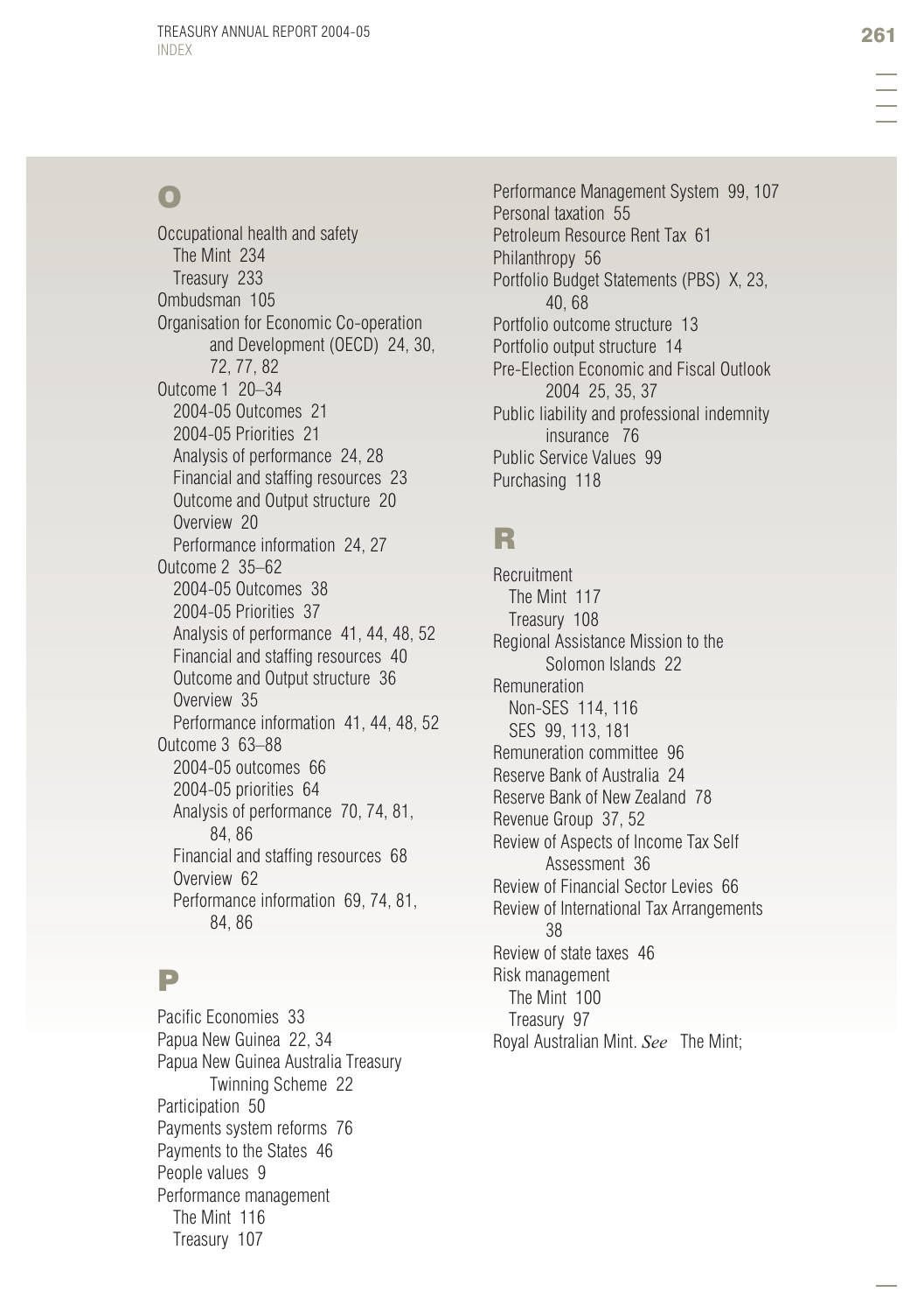## O

Occupational health and safety
- The Mint 234
- Treasury 233

Ombudsman 105

Organisation for Economic Co-operation and Development (OECD) 24, 30, 72, 77, 82

Outcome 1 20–34
- 2004-05 Outcomes 21
- 2004-05 Priorities 21
- Analysis of performance 24, 28
- Financial and staffing resources 23
- Outcome and Output structure 20
- Overview 20
- Performance information 24, 27

Outcome 2 35–62
- 2004-05 Outcomes 38
- 2004-05 Priorities 37
- Analysis of performance 41, 44, 48, 52
- Financial and staffing resources 40
- Outcome and Output structure 36
- Overview 35
- Performance information 41, 44, 48, 52

Outcome 3 63–88
- 2004-05 outcomes 66
- 2004-05 priorities 64
- Analysis of performance 70, 74, 81, 84, 86
- Financial and staffing resources 68
- Overview 62
- Performance information 69, 74, 81, 84, 86

## P

Pacific Economies 33

Papua New Guinea 22, 34

Papua New Guinea Australia Treasury Twinning Scheme 22

Participation 50

Payments system reforms 76

Payments to the States 46

People values 9

Performance management
- The Mint 116
- Treasury 107

Performance Management System 99, 107

Personal taxation 55

Petroleum Resource Rent Tax 61

Philanthropy 56

Portfolio Budget Statements (PBS) X, 23, 40, 68

Portfolio outcome structure 13

Portfolio output structure 14

Pre-Election Economic and Fiscal Outlook 2004 25, 35, 37

Public liability and professional indemnity insurance 76

Public Service Values 99

Purchasing 118

## R

Recruitment
- The Mint 117
- Treasury 108

Regional Assistance Mission to the Solomon Islands 22

Remuneration
- Non-SES 114, 116
- SES 99, 113, 181

Remuneration committee 96

Reserve Bank of Australia 24

Reserve Bank of New Zealand 78

Revenue Group 37, 52

Review of Aspects of Income Tax Self Assessment 36

Review of Financial Sector Levies 66

Review of International Tax Arrangements 38

Review of state taxes 46

Risk management
- The Mint 100
- Treasury 97

Royal Australian Mint. *See* The Mint;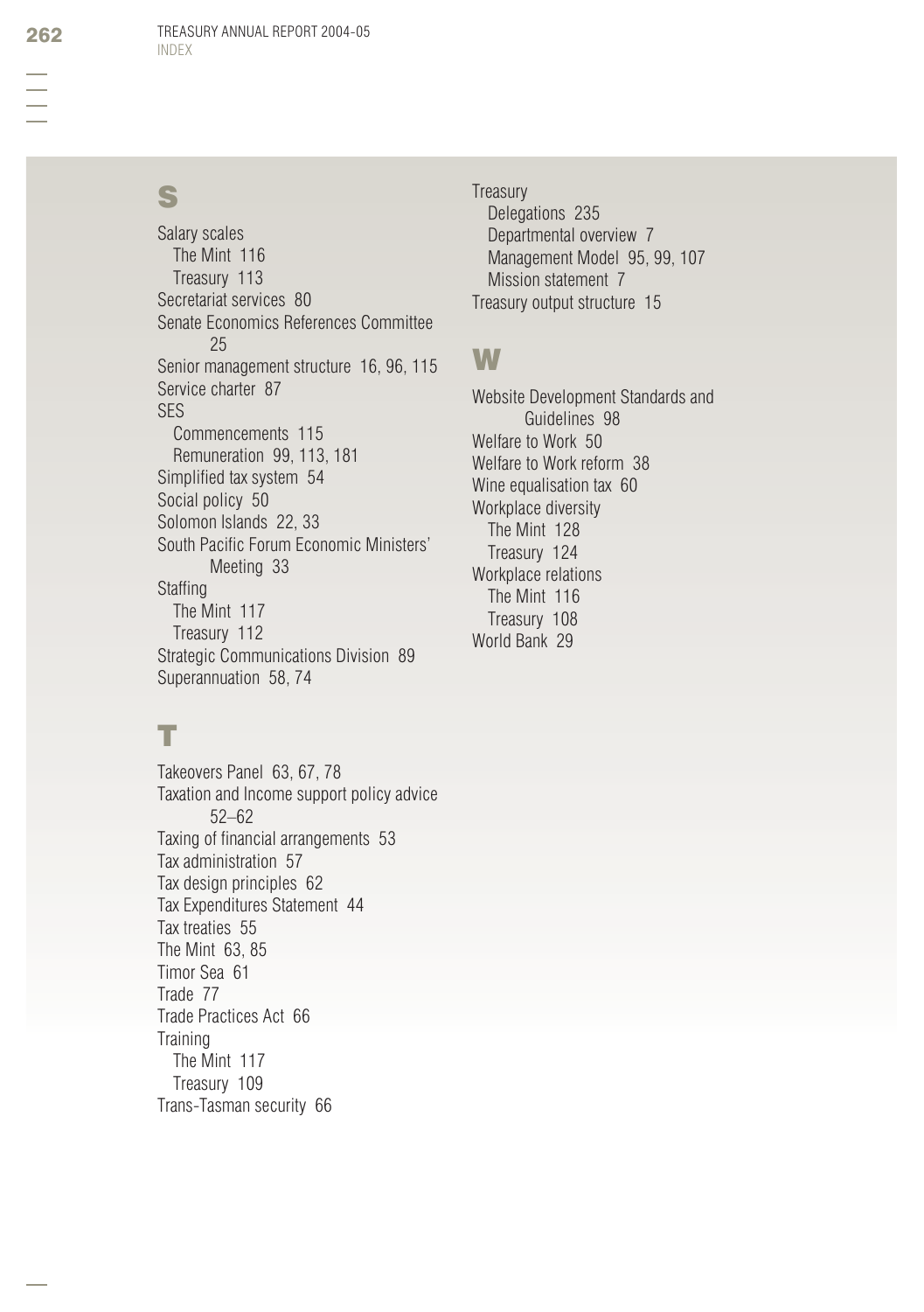## S

Salary scales
  The Mint 116
  Treasury 113
Secretariat services 80
Senate Economics References Committee 25
Senior management structure 16, 96, 115
Service charter 87
SES
  Commencements 115
  Remuneration 99, 113, 181
Simplified tax system 54
Social policy 50
Solomon Islands 22, 33
South Pacific Forum Economic Ministers' Meeting 33
Staffing
  The Mint 117
  Treasury 112
Strategic Communications Division 89
Superannuation 58, 74

## T

Takeovers Panel 63, 67, 78
Taxation and Income support policy advice 52–62
Taxing of financial arrangements 53
Tax administration 57
Tax design principles 62
Tax Expenditures Statement 44
Tax treaties 55
The Mint 63, 85
Timor Sea 61
Trade 77
Trade Practices Act 66
Training
  The Mint 117
  Treasury 109
Trans-Tasman security 66
Treasury
  Delegations 235
  Departmental overview 7
  Management Model 95, 99, 107
  Mission statement 7
Treasury output structure 15

## W

Website Development Standards and Guidelines 98
Welfare to Work 50
Welfare to Work reform 38
Wine equalisation tax 60
Workplace diversity
  The Mint 128
  Treasury 124
Workplace relations
  The Mint 116
  Treasury 108
World Bank 29